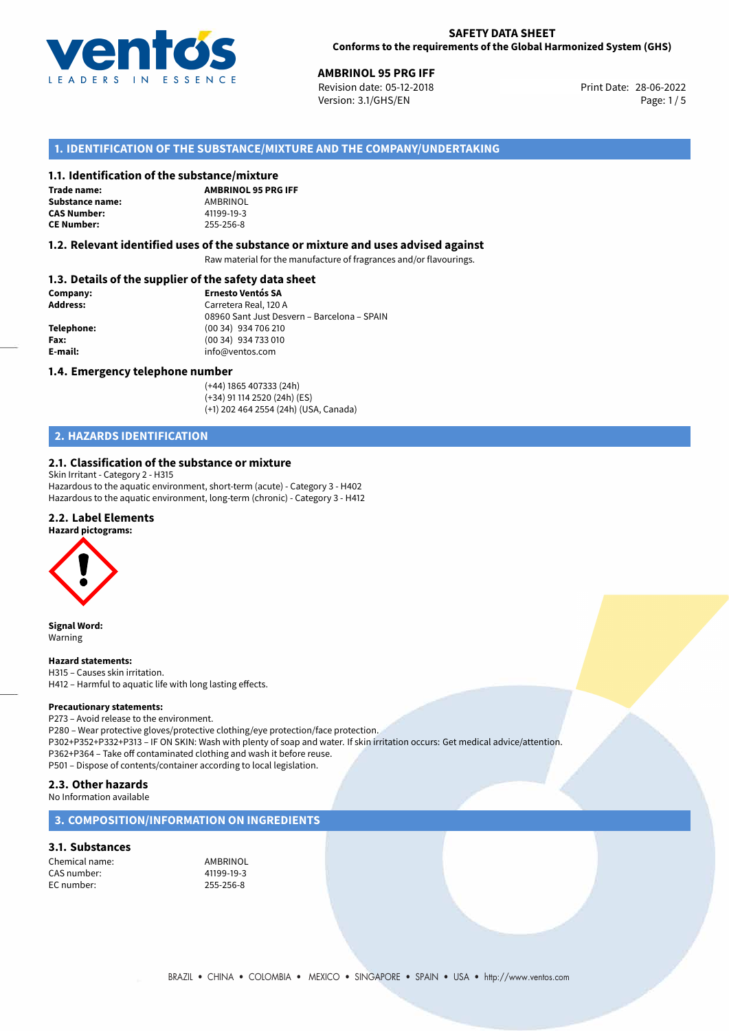**SAFETY DATA SHEET**
**Conforms to the requirements of the Global Harmonized System (GHS)**

**AMBRINOL 95 PRG IFF**
Revision date: 05-12-2018
Version: 3.1/GHS/EN
Print Date: 28-06-2022

## 1. IDENTIFICATION OF THE SUBSTANCE/MIXTURE AND THE COMPANY/UNDERTAKING

### 1.1. Identification of the substance/mixture

| | |
|---|---|
| **Trade name:** | **AMBRINOL 95 PRG IFF** |
| **Substance name:** | AMBRINOL |
| **CAS Number:** | 41199-19-3 |
| **CE Number:** | 255-256-8 |

### 1.2. Relevant identified uses of the substance or mixture and uses advised against

Raw material for the manufacture of fragrances and/or flavourings.

### 1.3. Details of the supplier of the safety data sheet

| | |
|---|---|
| **Company:** | **Ernesto Ventós SA** |
| **Address:** | Carretera Real, 120 A<br>08960 Sant Just Desvern – Barcelona – SPAIN |
| **Telephone:** | (00 34) 934 706 210 |
| **Fax:** | (00 34) 934 733 010 |
| **E-mail:** | info@ventos.com |

### 1.4. Emergency telephone number

(+44) 1865 407333 (24h)
(+34) 91 114 2520 (24h) (ES)
(+1) 202 464 2554 (24h) (USA, Canada)

## 2. HAZARDS IDENTIFICATION

### 2.1. Classification of the substance or mixture

Skin Irritant - Category 2 - H315
Hazardous to the aquatic environment, short-term (acute) - Category 3 - H402
Hazardous to the aquatic environment, long-term (chronic) - Category 3 - H412

### 2.2. Label Elements

**Hazard pictograms:**

**Signal Word:**
Warning

**Hazard statements:**
H315 – Causes skin irritation.
H412 – Harmful to aquatic life with long lasting effects.

**Precautionary statements:**
P273 – Avoid release to the environment.
P280 – Wear protective gloves/protective clothing/eye protection/face protection.
P302+P352+P332+P313 – IF ON SKIN: Wash with plenty of soap and water. If skin irritation occurs: Get medical advice/attention.
P362+P364 – Take off contaminated clothing and wash it before reuse.
P501 – Dispose of contents/container according to local legislation.

### 2.3. Other hazards

No Information available

## 3. COMPOSITION/INFORMATION ON INGREDIENTS

### 3.1. Substances

| | |
|---|---|
| Chemical name: | AMBRINOL |
| CAS number: | 41199-19-3 |
| EC number: | 255-256-8 |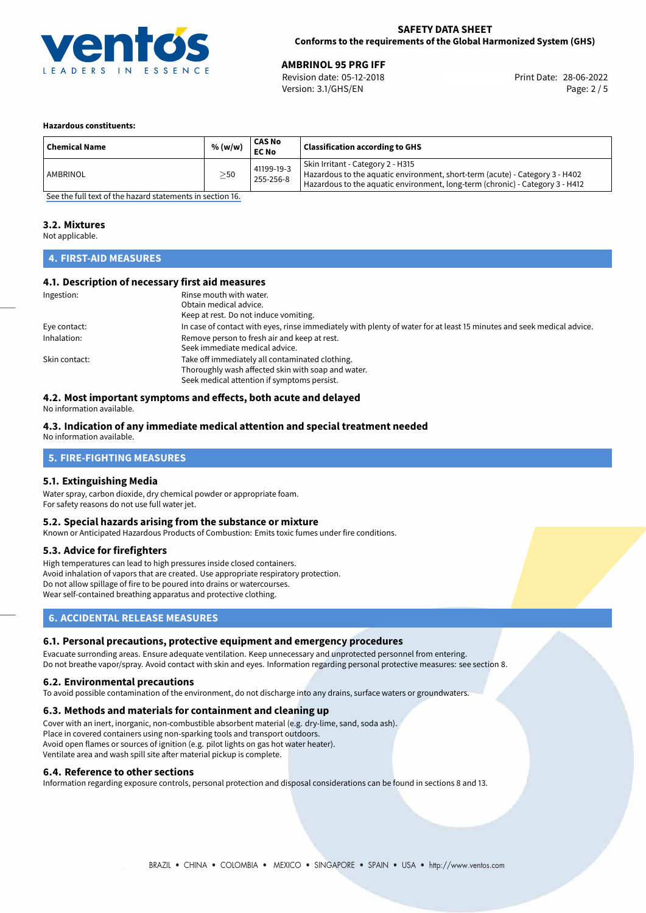**Hazardous constituents:**

| Chemical Name | % (w/w) | CAS No EC No | Classification according to GHS |
|---|---|---|---|
| AMBRINOL | ≥50 | 41199-19-3 255-256-8 | Skin Irritant - Category 2 - H315 Hazardous to the aquatic environment, short-term (acute) - Category 3 - H402 Hazardous to the aquatic environment, long-term (chronic) - Category 3 - H412 |

See the full text of the hazard statements in section 16.

### 3.2. Mixtures

Not applicable.

## 4. FIRST-AID MEASURES

### 4.1. Description of necessary first aid measures

Ingestion: Rinse mouth with water.
Obtain medical advice.
Keep at rest. Do not induce vomiting.

Eye contact: In case of contact with eyes, rinse immediately with plenty of water for at least 15 minutes and seek medical advice.

Inhalation: Remove person to fresh air and keep at rest.
Seek immediate medical advice.

Skin contact: Take off immediately all contaminated clothing.
Thoroughly wash affected skin with soap and water.
Seek medical attention if symptoms persist.

### 4.2. Most important symptoms and effects, both acute and delayed

No information available.

### 4.3. Indication of any immediate medical attention and special treatment needed

No information available.

## 5. FIRE-FIGHTING MEASURES

### 5.1. Extinguishing Media

Water spray, carbon dioxide, dry chemical powder or appropriate foam.
For safety reasons do not use full water jet.

### 5.2. Special hazards arising from the substance or mixture

Known or Anticipated Hazardous Products of Combustion: Emits toxic fumes under fire conditions.

### 5.3. Advice for firefighters

High temperatures can lead to high pressures inside closed containers.
Avoid inhalation of vapors that are created. Use appropriate respiratory protection.
Do not allow spillage of fire to be poured into drains or watercourses.
Wear self-contained breathing apparatus and protective clothing.

## 6. ACCIDENTAL RELEASE MEASURES

### 6.1. Personal precautions, protective equipment and emergency procedures

Evacuate surrounding areas. Ensure adequate ventilation. Keep unnecessary and unprotected personnel from entering.
Do not breathe vapor/spray. Avoid contact with skin and eyes. Information regarding personal protective measures: see section 8.

### 6.2. Environmental precautions

To avoid possible contamination of the environment, do not discharge into any drains, surface waters or groundwaters.

### 6.3. Methods and materials for containment and cleaning up

Cover with an inert, inorganic, non-combustible absorbent material (e.g. dry-lime, sand, soda ash).
Place in covered containers using non-sparking tools and transport outdoors.
Avoid open flames or sources of ignition (e.g. pilot lights on gas hot water heater).
Ventilate area and wash spill site after material pickup is complete.

### 6.4. Reference to other sections

Information regarding exposure controls, personal protection and disposal considerations can be found in sections 8 and 13.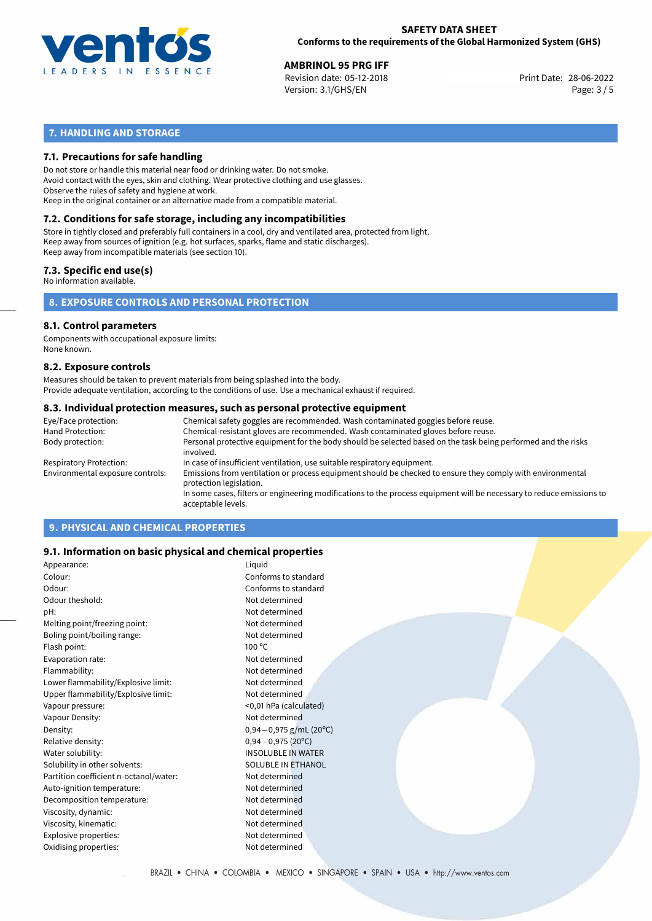## 7. HANDLING AND STORAGE

### 7.1. Precautions for safe handling

Do not store or handle this material near food or drinking water. Do not smoke.
Avoid contact with the eyes, skin and clothing. Wear protective clothing and use glasses.
Observe the rules of safety and hygiene at work.
Keep in the original container or an alternative made from a compatible material.

### 7.2. Conditions for safe storage, including any incompatibilities

Store in tightly closed and preferably full containers in a cool, dry and ventilated area, protected from light.
Keep away from sources of ignition (e.g. hot surfaces, sparks, flame and static discharges).
Keep away from incompatible materials (see section 10).

### 7.3. Specific end use(s)

No information available.

## 8. EXPOSURE CONTROLS AND PERSONAL PROTECTION

### 8.1. Control parameters

Components with occupational exposure limits:
None known.

### 8.2. Exposure controls

Measures should be taken to prevent materials from being splashed into the body.
Provide adequate ventilation, according to the conditions of use. Use a mechanical exhaust if required.

### 8.3. Individual protection measures, such as personal protective equipment

| | |
|---|---|
| Eye/Face protection: | Chemical safety goggles are recommended. Wash contaminated goggles before reuse. |
| Hand Protection: | Chemical-resistant gloves are recommended. Wash contaminated gloves before reuse. |
| Body protection: | Personal protective equipment for the body should be selected based on the task being performed and the risks involved. |
| Respiratory Protection: | In case of insufficient ventilation, use suitable respiratory equipment. |
| Environmental exposure controls: | Emissions from ventilation or process equipment should be checked to ensure they comply with environmental protection legislation. In some cases, filters or engineering modifications to the process equipment will be necessary to reduce emissions to acceptable levels. |

## 9. PHYSICAL AND CHEMICAL PROPERTIES

### 9.1. Information on basic physical and chemical properties

| | |
|---|---|
| Appearance: | Liquid |
| Colour: | Conforms to standard |
| Odour: | Conforms to standard |
| Odour theshold: | Not determined |
| pH: | Not determined |
| Melting point/freezing point: | Not determined |
| Boling point/boiling range: | Not determined |
| Flash point: | 100 °C |
| Evaporation rate: | Not determined |
| Flammability: | Not determined |
| Lower flammability/Explosive limit: | Not determined |
| Upper flammability/Explosive limit: | Not determined |
| Vapour pressure: | <0,01 hPa (calculated) |
| Vapour Density: | Not determined |
| Density: | 0,94—0,975 g/mL (20°C) |
| Relative density: | 0,94—0,975 (20°C) |
| Water solubility: | INSOLUBLE IN WATER |
| Solubility in other solvents: | SOLUBLE IN ETHANOL |
| Partition coefficient n-octanol/water: | Not determined |
| Auto-ignition temperature: | Not determined |
| Decomposition temperature: | Not determined |
| Viscosity, dynamic: | Not determined |
| Viscosity, kinematic: | Not determined |
| Explosive properties: | Not determined |
| Oxidising properties: | Not determined |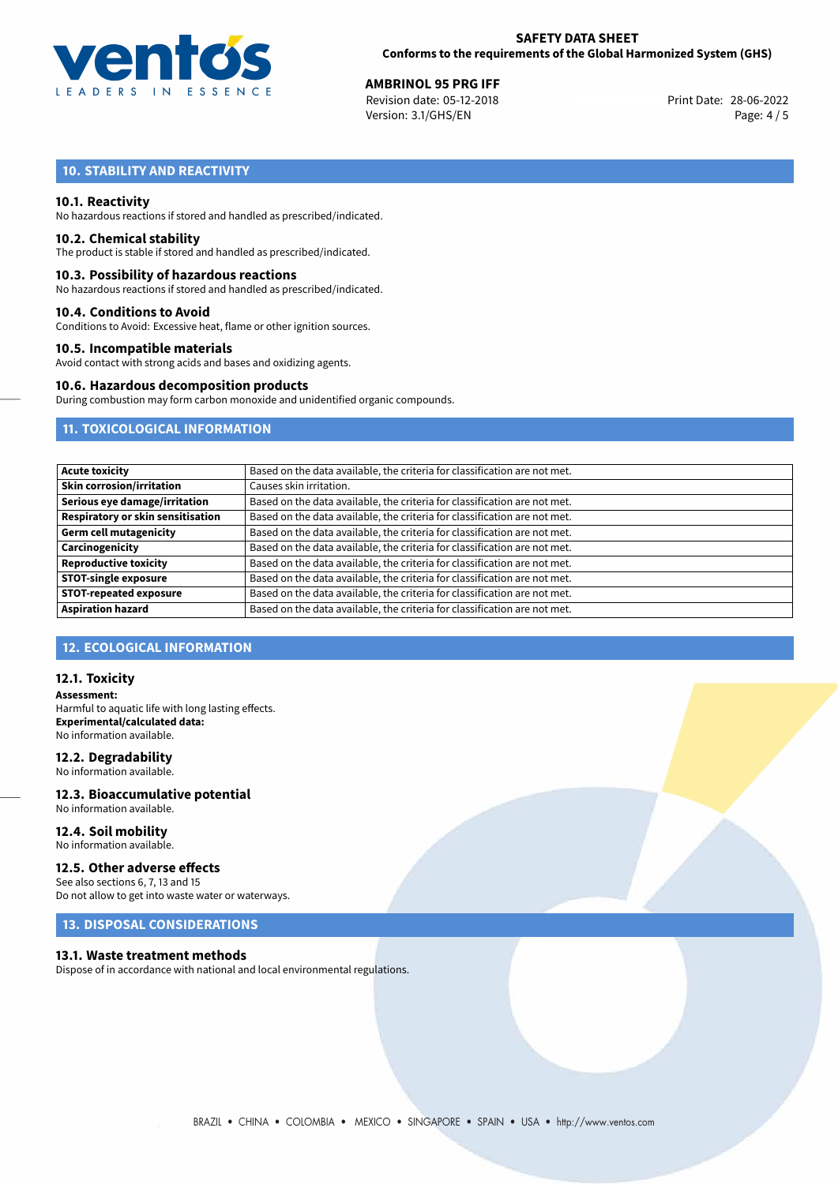## 10. STABILITY AND REACTIVITY

### 10.1. Reactivity

No hazardous reactions if stored and handled as prescribed/indicated.

### 10.2. Chemical stability

The product is stable if stored and handled as prescribed/indicated.

### 10.3. Possibility of hazardous reactions

No hazardous reactions if stored and handled as prescribed/indicated.

### 10.4. Conditions to Avoid

Conditions to Avoid: Excessive heat, flame or other ignition sources.

### 10.5. Incompatible materials

Avoid contact with strong acids and bases and oxidizing agents.

### 10.6. Hazardous decomposition products

During combustion may form carbon monoxide and unidentified organic compounds.

## 11. TOXICOLOGICAL INFORMATION

| | |
|---|---|
| **Acute toxicity** | Based on the data available, the criteria for classification are not met. |
| **Skin corrosion/irritation** | Causes skin irritation. |
| **Serious eye damage/irritation** | Based on the data available, the criteria for classification are not met. |
| **Respiratory or skin sensitisation** | Based on the data available, the criteria for classification are not met. |
| **Germ cell mutagenicity** | Based on the data available, the criteria for classification are not met. |
| **Carcinogenicity** | Based on the data available, the criteria for classification are not met. |
| **Reproductive toxicity** | Based on the data available, the criteria for classification are not met. |
| **STOT-single exposure** | Based on the data available, the criteria for classification are not met. |
| **STOT-repeated exposure** | Based on the data available, the criteria for classification are not met. |
| **Aspiration hazard** | Based on the data available, the criteria for classification are not met. |

## 12. ECOLOGICAL INFORMATION

### 12.1. Toxicity

**Assessment:**
Harmful to aquatic life with long lasting effects.
**Experimental/calculated data:**
No information available.

### 12.2. Degradability

No information available.

### 12.3. Bioaccumulative potential

No information available.

### 12.4. Soil mobility

No information available.

### 12.5. Other adverse effects

See also sections 6, 7, 13 and 15
Do not allow to get into waste water or waterways.

## 13. DISPOSAL CONSIDERATIONS

### 13.1. Waste treatment methods

Dispose of in accordance with national and local environmental regulations.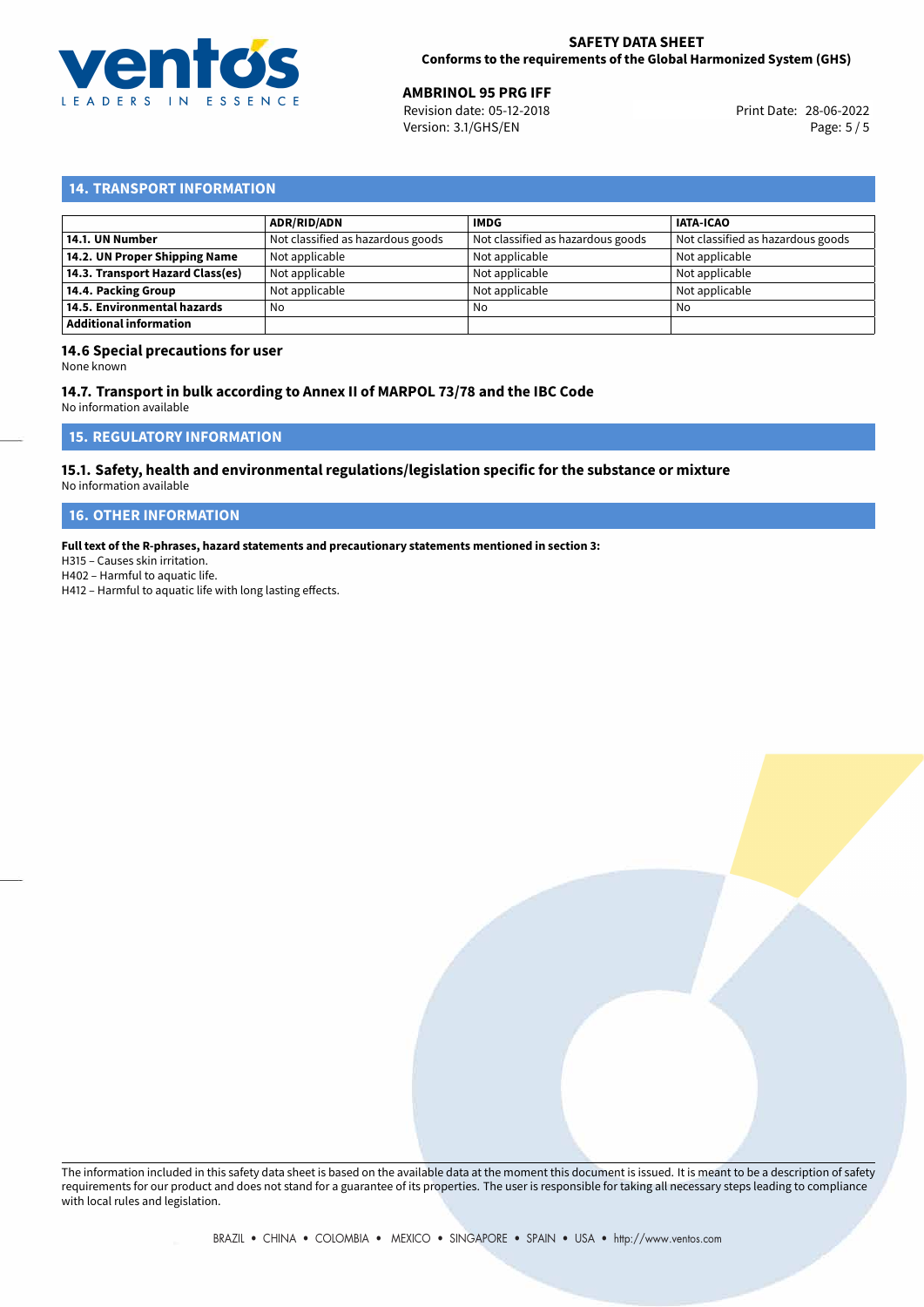## 14. TRANSPORT INFORMATION

| | ADR/RID/ADN | IMDG | IATA-ICAO |
|---|---|---|---|
| **14.1. UN Number** | Not classified as hazardous goods | Not classified as hazardous goods | Not classified as hazardous goods |
| **14.2. UN Proper Shipping Name** | Not applicable | Not applicable | Not applicable |
| **14.3. Transport Hazard Class(es)** | Not applicable | Not applicable | Not applicable |
| **14.4. Packing Group** | Not applicable | Not applicable | Not applicable |
| **14.5. Environmental hazards** | No | No | No |
| **Additional information** | | | |

### 14.6 Special precautions for user

None known

### 14.7. Transport in bulk according to Annex II of MARPOL 73/78 and the IBC Code

No information available

## 15. REGULATORY INFORMATION

### 15.1. Safety, health and environmental regulations/legislation specific for the substance or mixture

No information available

## 16. OTHER INFORMATION

**Full text of the R-phrases, hazard statements and precautionary statements mentioned in section 3:**

H315 – Causes skin irritation.
H402 – Harmful to aquatic life.
H412 – Harmful to aquatic life with long lasting effects.

The information included in this safety data sheet is based on the available data at the moment this document is issued. It is meant to be a description of safety requirements for our product and does not stand for a guarantee of its properties. The user is responsible for taking all necessary steps leading to compliance with local rules and legislation.